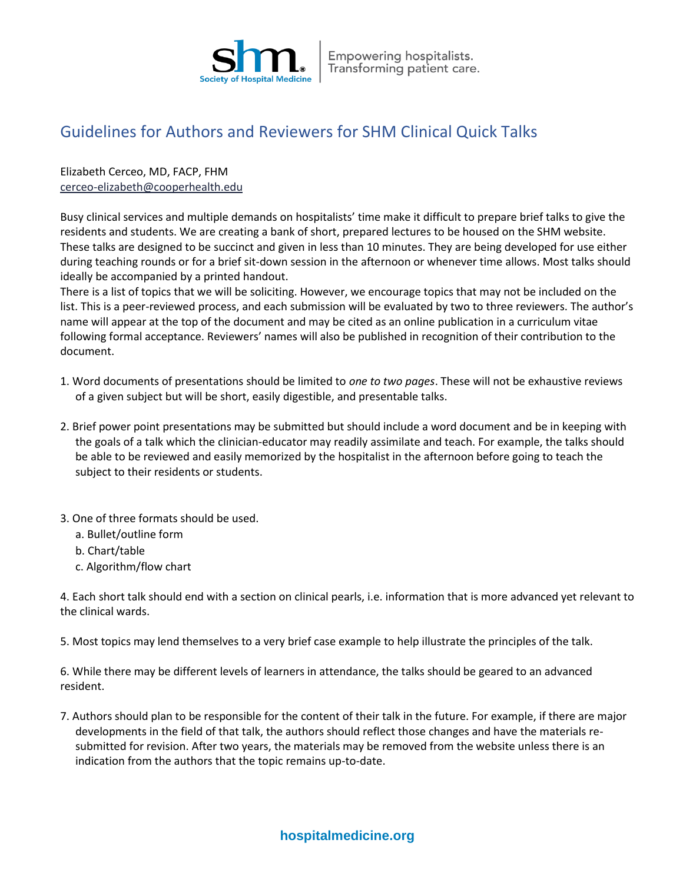# Guidelines for Authors and Reviewers for SHM Clinical Quick Talks

Elizabeth Cerceo, MD, FACP, FHM
cerceo-elizabeth@cooperhealth.edu

Busy clinical services and multiple demands on hospitalists' time make it difficult to prepare brief talks to give the residents and students. We are creating a bank of short, prepared lectures to be housed on the SHM website. These talks are designed to be succinct and given in less than 10 minutes. They are being developed for use either during teaching rounds or for a brief sit-down session in the afternoon or whenever time allows. Most talks should ideally be accompanied by a printed handout.

There is a list of topics that we will be soliciting. However, we encourage topics that may not be included on the list. This is a peer-reviewed process, and each submission will be evaluated by two to three reviewers. The author's name will appear at the top of the document and may be cited as an online publication in a curriculum vitae following formal acceptance. Reviewers' names will also be published in recognition of their contribution to the document.

1. Word documents of presentations should be limited to *one to two pages*. These will not be exhaustive reviews of a given subject but will be short, easily digestible, and presentable talks.

2. Brief power point presentations may be submitted but should include a word document and be in keeping with the goals of a talk which the clinician-educator may readily assimilate and teach. For example, the talks should be able to be reviewed and easily memorized by the hospitalist in the afternoon before going to teach the subject to their residents or students.

3. One of three formats should be used.
   a. Bullet/outline form
   b. Chart/table
   c. Algorithm/flow chart

4. Each short talk should end with a section on clinical pearls, i.e. information that is more advanced yet relevant to the clinical wards.

5. Most topics may lend themselves to a very brief case example to help illustrate the principles of the talk.

6. While there may be different levels of learners in attendance, the talks should be geared to an advanced resident.

7. Authors should plan to be responsible for the content of their talk in the future. For example, if there are major developments in the field of that talk, the authors should reflect those changes and have the materials re-submitted for revision. After two years, the materials may be removed from the website unless there is an indication from the authors that the topic remains up-to-date.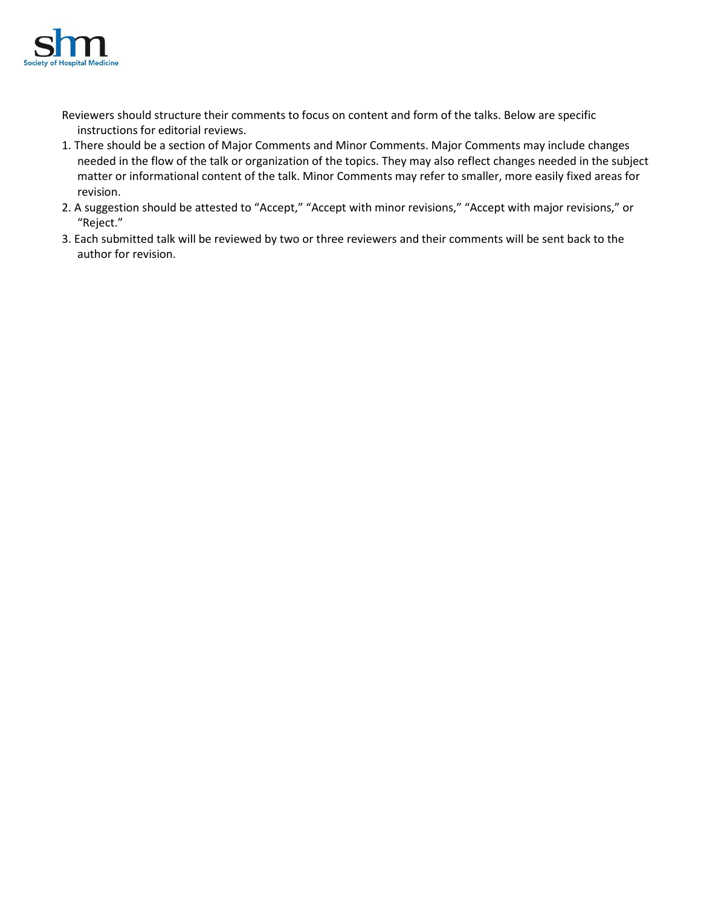Reviewers should structure their comments to focus on content and form of the talks. Below are specific instructions for editorial reviews.

1. There should be a section of Major Comments and Minor Comments. Major Comments may include changes needed in the flow of the talk or organization of the topics. They may also reflect changes needed in the subject matter or informational content of the talk. Minor Comments may refer to smaller, more easily fixed areas for revision.
2. A suggestion should be attested to "Accept," "Accept with minor revisions," "Accept with major revisions," or "Reject."
3. Each submitted talk will be reviewed by two or three reviewers and their comments will be sent back to the author for revision.